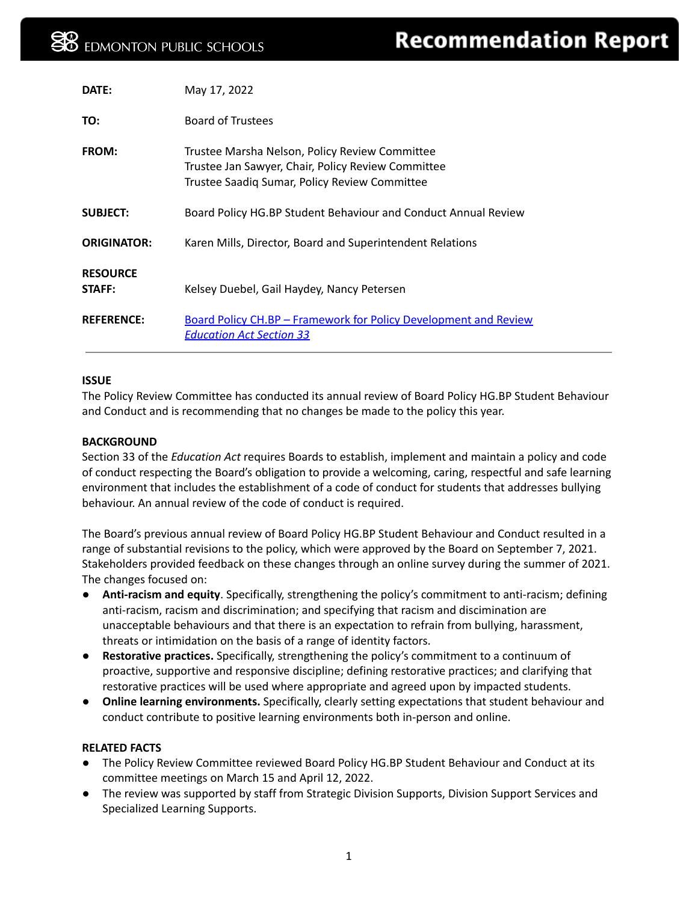EDMONTON PUBLIC SCHOOLS

# Recommendation Report

| | |
|---|---|
| **DATE:** | May 17, 2022 |
| **TO:** | Board of Trustees |
| **FROM:** | Trustee Marsha Nelson, Policy Review Committee<br>Trustee Jan Sawyer, Chair, Policy Review Committee<br>Trustee Saadiq Sumar, Policy Review Committee |
| **SUBJECT:** | Board Policy HG.BP Student Behaviour and Conduct Annual Review |
| **ORIGINATOR:** | Karen Mills, Director, Board and Superintendent Relations |
| **RESOURCE STAFF:** | Kelsey Duebel, Gail Haydey, Nancy Petersen |
| **REFERENCE:** | Board Policy CH.BP – Framework for Policy Development and Review<br>*Education Act Section 33* |

**ISSUE**

The Policy Review Committee has conducted its annual review of Board Policy HG.BP Student Behaviour and Conduct and is recommending that no changes be made to the policy this year.

**BACKGROUND**

Section 33 of the *Education Act* requires Boards to establish, implement and maintain a policy and code of conduct respecting the Board's obligation to provide a welcoming, caring, respectful and safe learning environment that includes the establishment of a code of conduct for students that addresses bullying behaviour. An annual review of the code of conduct is required.

The Board's previous annual review of Board Policy HG.BP Student Behaviour and Conduct resulted in a range of substantial revisions to the policy, which were approved by the Board on September 7, 2021. Stakeholders provided feedback on these changes through an online survey during the summer of 2021. The changes focused on:

- **Anti-racism and equity**. Specifically, strengthening the policy's commitment to anti-racism; defining anti-racism, racism and discrimination; and specifying that racism and discrimination are unacceptable behaviours and that there is an expectation to refrain from bullying, harassment, threats or intimidation on the basis of a range of identity factors.
- **Restorative practices.** Specifically, strengthening the policy's commitment to a continuum of proactive, supportive and responsive discipline; defining restorative practices; and clarifying that restorative practices will be used where appropriate and agreed upon by impacted students.
- **Online learning environments.** Specifically, clearly setting expectations that student behaviour and conduct contribute to positive learning environments both in-person and online.

**RELATED FACTS**

- The Policy Review Committee reviewed Board Policy HG.BP Student Behaviour and Conduct at its committee meetings on March 15 and April 12, 2022.
- The review was supported by staff from Strategic Division Supports, Division Support Services and Specialized Learning Supports.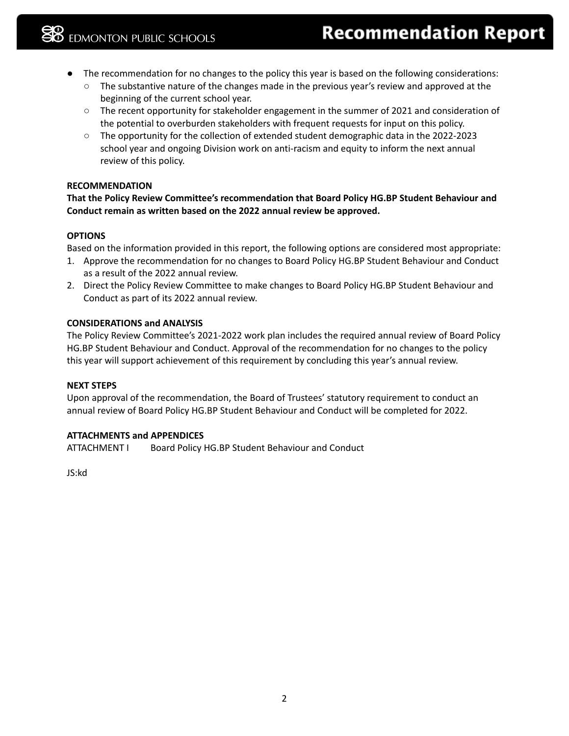- The recommendation for no changes to the policy this year is based on the following considerations:
  - The substantive nature of the changes made in the previous year's review and approved at the beginning of the current school year.
  - The recent opportunity for stakeholder engagement in the summer of 2021 and consideration of the potential to overburden stakeholders with frequent requests for input on this policy.
  - The opportunity for the collection of extended student demographic data in the 2022-2023 school year and ongoing Division work on anti-racism and equity to inform the next annual review of this policy.

**RECOMMENDATION**

**That the Policy Review Committee's recommendation that Board Policy HG.BP Student Behaviour and Conduct remain as written based on the 2022 annual review be approved.**

**OPTIONS**

Based on the information provided in this report, the following options are considered most appropriate:

1. Approve the recommendation for no changes to Board Policy HG.BP Student Behaviour and Conduct as a result of the 2022 annual review.
2. Direct the Policy Review Committee to make changes to Board Policy HG.BP Student Behaviour and Conduct as part of its 2022 annual review.

**CONSIDERATIONS and ANALYSIS**

The Policy Review Committee's 2021-2022 work plan includes the required annual review of Board Policy HG.BP Student Behaviour and Conduct. Approval of the recommendation for no changes to the policy this year will support achievement of this requirement by concluding this year's annual review.

**NEXT STEPS**

Upon approval of the recommendation, the Board of Trustees' statutory requirement to conduct an annual review of Board Policy HG.BP Student Behaviour and Conduct will be completed for 2022.

**ATTACHMENTS and APPENDICES**

ATTACHMENT I Board Policy HG.BP Student Behaviour and Conduct

JS:kd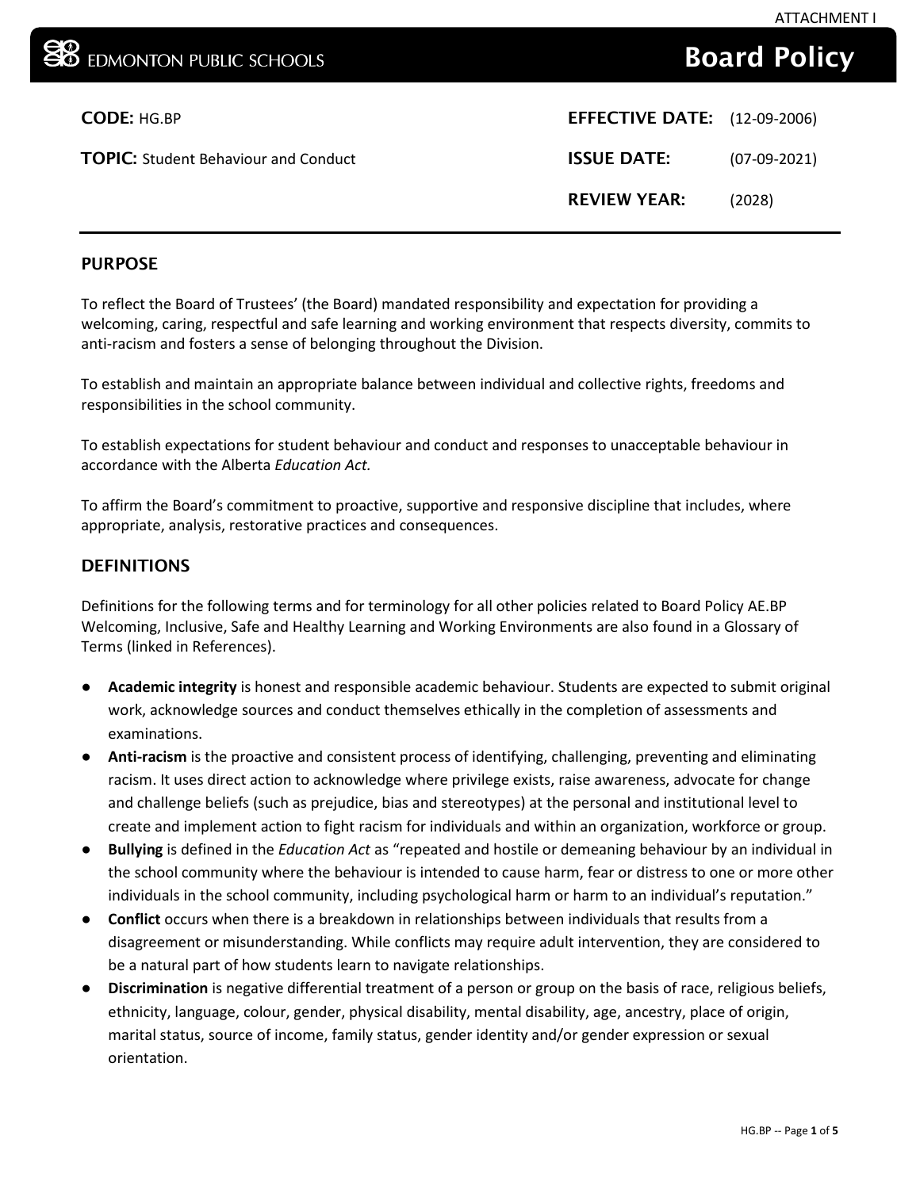ATTACHMENT I

EDMONTON PUBLIC SCHOOLS **Board Policy**

| | | | |
|---|---|---|---|
| **CODE:** HG.BP | | **EFFECTIVE DATE:** | (12-09-2006) |
| **TOPIC:** Student Behaviour and Conduct | | **ISSUE DATE:** | (07-09-2021) |
| | | **REVIEW YEAR:** | (2028) |

## PURPOSE

To reflect the Board of Trustees' (the Board) mandated responsibility and expectation for providing a welcoming, caring, respectful and safe learning and working environment that respects diversity, commits to anti-racism and fosters a sense of belonging throughout the Division.

To establish and maintain an appropriate balance between individual and collective rights, freedoms and responsibilities in the school community.

To establish expectations for student behaviour and conduct and responses to unacceptable behaviour in accordance with the Alberta *Education Act.*

To affirm the Board's commitment to proactive, supportive and responsive discipline that includes, where appropriate, analysis, restorative practices and consequences.

## DEFINITIONS

Definitions for the following terms and for terminology for all other policies related to Board Policy AE.BP Welcoming, Inclusive, Safe and Healthy Learning and Working Environments are also found in a Glossary of Terms (linked in References).

- **Academic integrity** is honest and responsible academic behaviour. Students are expected to submit original work, acknowledge sources and conduct themselves ethically in the completion of assessments and examinations.
- **Anti-racism** is the proactive and consistent process of identifying, challenging, preventing and eliminating racism. It uses direct action to acknowledge where privilege exists, raise awareness, advocate for change and challenge beliefs (such as prejudice, bias and stereotypes) at the personal and institutional level to create and implement action to fight racism for individuals and within an organization, workforce or group.
- **Bullying** is defined in the *Education Act* as "repeated and hostile or demeaning behaviour by an individual in the school community where the behaviour is intended to cause harm, fear or distress to one or more other individuals in the school community, including psychological harm or harm to an individual's reputation."
- **Conflict** occurs when there is a breakdown in relationships between individuals that results from a disagreement or misunderstanding. While conflicts may require adult intervention, they are considered to be a natural part of how students learn to navigate relationships.
- **Discrimination** is negative differential treatment of a person or group on the basis of race, religious beliefs, ethnicity, language, colour, gender, physical disability, mental disability, age, ancestry, place of origin, marital status, source of income, family status, gender identity and/or gender expression or sexual orientation.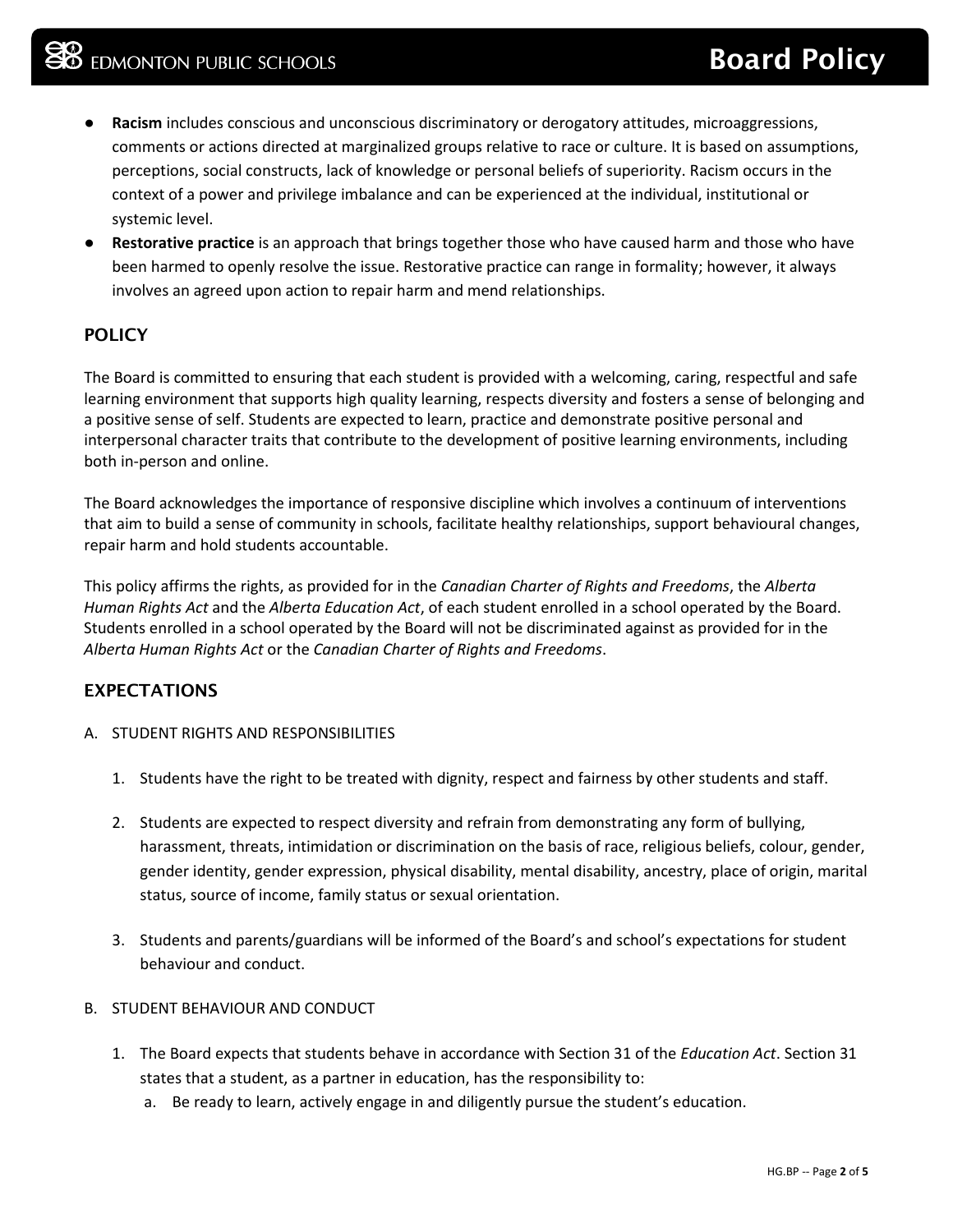- **Racism** includes conscious and unconscious discriminatory or derogatory attitudes, microaggressions, comments or actions directed at marginalized groups relative to race or culture. It is based on assumptions, perceptions, social constructs, lack of knowledge or personal beliefs of superiority. Racism occurs in the context of a power and privilege imbalance and can be experienced at the individual, institutional or systemic level.
- **Restorative practice** is an approach that brings together those who have caused harm and those who have been harmed to openly resolve the issue. Restorative practice can range in formality; however, it always involves an agreed upon action to repair harm and mend relationships.

## POLICY

The Board is committed to ensuring that each student is provided with a welcoming, caring, respectful and safe learning environment that supports high quality learning, respects diversity and fosters a sense of belonging and a positive sense of self. Students are expected to learn, practice and demonstrate positive personal and interpersonal character traits that contribute to the development of positive learning environments, including both in-person and online.

The Board acknowledges the importance of responsive discipline which involves a continuum of interventions that aim to build a sense of community in schools, facilitate healthy relationships, support behavioural changes, repair harm and hold students accountable.

This policy affirms the rights, as provided for in the *Canadian Charter of Rights and Freedoms*, the *Alberta Human Rights Act* and the *Alberta Education Act*, of each student enrolled in a school operated by the Board. Students enrolled in a school operated by the Board will not be discriminated against as provided for in the *Alberta Human Rights Act* or the *Canadian Charter of Rights and Freedoms*.

## EXPECTATIONS

A. STUDENT RIGHTS AND RESPONSIBILITIES

1. Students have the right to be treated with dignity, respect and fairness by other students and staff.

2. Students are expected to respect diversity and refrain from demonstrating any form of bullying, harassment, threats, intimidation or discrimination on the basis of race, religious beliefs, colour, gender, gender identity, gender expression, physical disability, mental disability, ancestry, place of origin, marital status, source of income, family status or sexual orientation.

3. Students and parents/guardians will be informed of the Board's and school's expectations for student behaviour and conduct.

B. STUDENT BEHAVIOUR AND CONDUCT

1. The Board expects that students behave in accordance with Section 31 of the *Education Act*. Section 31 states that a student, as a partner in education, has the responsibility to:
   a. Be ready to learn, actively engage in and diligently pursue the student's education.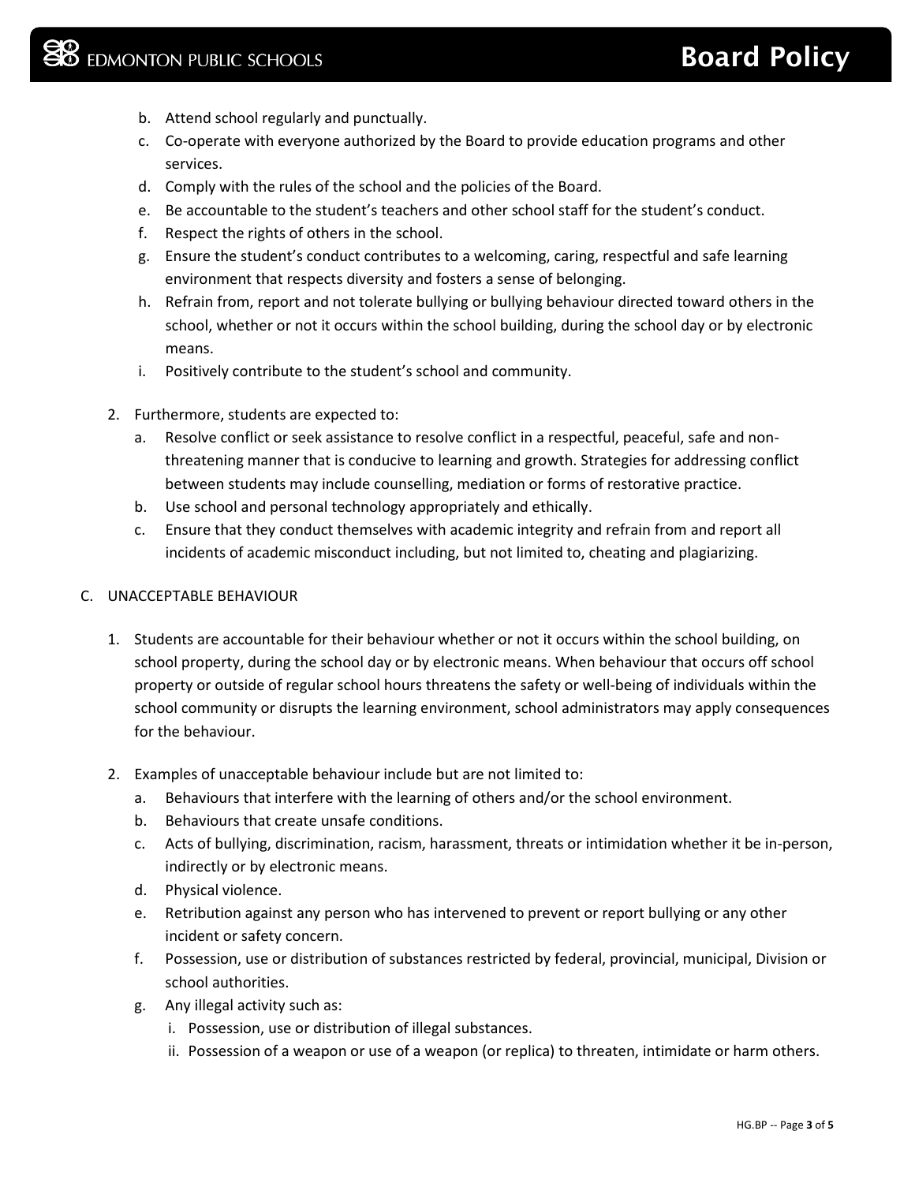b. Attend school regularly and punctually.
c. Co-operate with everyone authorized by the Board to provide education programs and other services.
d. Comply with the rules of the school and the policies of the Board.
e. Be accountable to the student's teachers and other school staff for the student's conduct.
f. Respect the rights of others in the school.
g. Ensure the student's conduct contributes to a welcoming, caring, respectful and safe learning environment that respects diversity and fosters a sense of belonging.
h. Refrain from, report and not tolerate bullying or bullying behaviour directed toward others in the school, whether or not it occurs within the school building, during the school day or by electronic means.
i. Positively contribute to the student's school and community.

2. Furthermore, students are expected to:
   a. Resolve conflict or seek assistance to resolve conflict in a respectful, peaceful, safe and non-threatening manner that is conducive to learning and growth. Strategies for addressing conflict between students may include counselling, mediation or forms of restorative practice.
   b. Use school and personal technology appropriately and ethically.
   c. Ensure that they conduct themselves with academic integrity and refrain from and report all incidents of academic misconduct including, but not limited to, cheating and plagiarizing.

C. UNACCEPTABLE BEHAVIOUR

1. Students are accountable for their behaviour whether or not it occurs within the school building, on school property, during the school day or by electronic means. When behaviour that occurs off school property or outside of regular school hours threatens the safety or well-being of individuals within the school community or disrupts the learning environment, school administrators may apply consequences for the behaviour.

2. Examples of unacceptable behaviour include but are not limited to:
   a. Behaviours that interfere with the learning of others and/or the school environment.
   b. Behaviours that create unsafe conditions.
   c. Acts of bullying, discrimination, racism, harassment, threats or intimidation whether it be in-person, indirectly or by electronic means.
   d. Physical violence.
   e. Retribution against any person who has intervened to prevent or report bullying or any other incident or safety concern.
   f. Possession, use or distribution of substances restricted by federal, provincial, municipal, Division or school authorities.
   g. Any illegal activity such as:
      i. Possession, use or distribution of illegal substances.
      ii. Possession of a weapon or use of a weapon (or replica) to threaten, intimidate or harm others.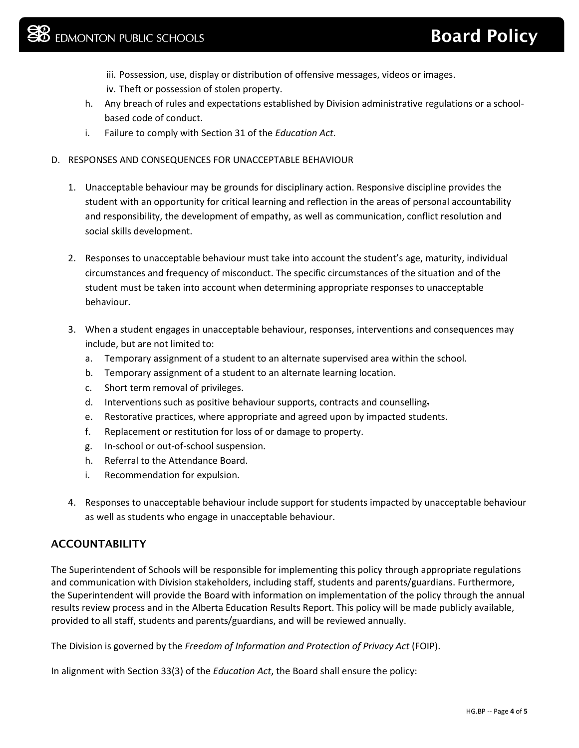iii. Possession, use, display or distribution of offensive messages, videos or images.
iv. Theft or possession of stolen property.

h. Any breach of rules and expectations established by Division administrative regulations or a school-based code of conduct.
i. Failure to comply with Section 31 of the *Education Act*.

D. RESPONSES AND CONSEQUENCES FOR UNACCEPTABLE BEHAVIOUR

1. Unacceptable behaviour may be grounds for disciplinary action. Responsive discipline provides the student with an opportunity for critical learning and reflection in the areas of personal accountability and responsibility, the development of empathy, as well as communication, conflict resolution and social skills development.

2. Responses to unacceptable behaviour must take into account the student's age, maturity, individual circumstances and frequency of misconduct. The specific circumstances of the situation and of the student must be taken into account when determining appropriate responses to unacceptable behaviour.

3. When a student engages in unacceptable behaviour, responses, interventions and consequences may include, but are not limited to:
   a. Temporary assignment of a student to an alternate supervised area within the school.
   b. Temporary assignment of a student to an alternate learning location.
   c. Short term removal of privileges.
   d. Interventions such as positive behaviour supports, contracts and counselling.
   e. Restorative practices, where appropriate and agreed upon by impacted students.
   f. Replacement or restitution for loss of or damage to property.
   g. In-school or out-of-school suspension.
   h. Referral to the Attendance Board.
   i. Recommendation for expulsion.

4. Responses to unacceptable behaviour include support for students impacted by unacceptable behaviour as well as students who engage in unacceptable behaviour.

## ACCOUNTABILITY

The Superintendent of Schools will be responsible for implementing this policy through appropriate regulations and communication with Division stakeholders, including staff, students and parents/guardians. Furthermore, the Superintendent will provide the Board with information on implementation of the policy through the annual results review process and in the Alberta Education Results Report. This policy will be made publicly available, provided to all staff, students and parents/guardians, and will be reviewed annually.

The Division is governed by the *Freedom of Information and Protection of Privacy Act* (FOIP).

In alignment with Section 33(3) of the *Education Act*, the Board shall ensure the policy: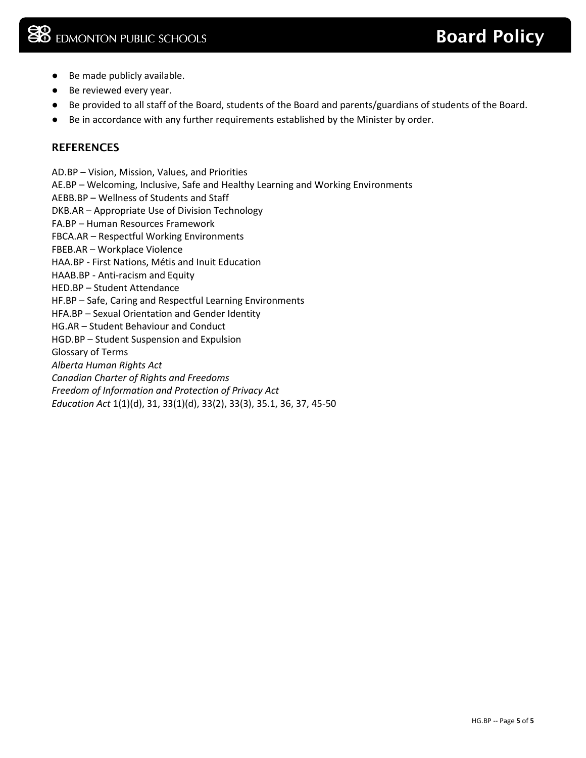- Be made publicly available.
- Be reviewed every year.
- Be provided to all staff of the Board, students of the Board and parents/guardians of students of the Board.
- Be in accordance with any further requirements established by the Minister by order.

## REFERENCES

AD.BP – Vision, Mission, Values, and Priorities
AE.BP – Welcoming, Inclusive, Safe and Healthy Learning and Working Environments
AEBB.BP – Wellness of Students and Staff
DKB.AR – Appropriate Use of Division Technology
FA.BP – Human Resources Framework
FBCA.AR – Respectful Working Environments
FBEB.AR – Workplace Violence
HAA.BP - First Nations, Métis and Inuit Education
HAAB.BP - Anti-racism and Equity
HED.BP – Student Attendance
HF.BP – Safe, Caring and Respectful Learning Environments
HFA.BP – Sexual Orientation and Gender Identity
HG.AR – Student Behaviour and Conduct
HGD.BP – Student Suspension and Expulsion
Glossary of Terms
*Alberta Human Rights Act*
*Canadian Charter of Rights and Freedoms*
*Freedom of Information and Protection of Privacy Act*
*Education Act* 1(1)(d), 31, 33(1)(d), 33(2), 33(3), 35.1, 36, 37, 45-50